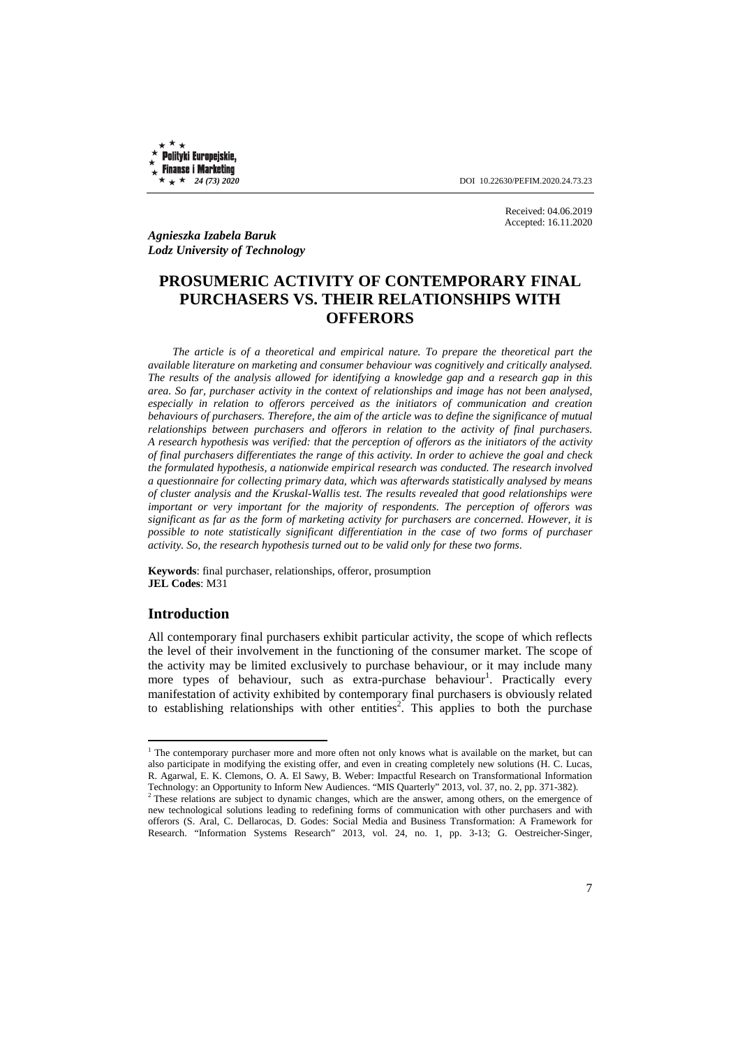Received: 04.06.2019
Accepted: 16.11.2020

***Agnieszka Izabela Baruk***
***Lodz University of Technology***

# PROSUMERIC ACTIVITY OF CONTEMPORARY FINAL PURCHASERS VS. THEIR RELATIONSHIPS WITH OFFERORS

*The article is of a theoretical and empirical nature. To prepare the theoretical part the available literature on marketing and consumer behaviour was cognitively and critically analysed. The results of the analysis allowed for identifying a knowledge gap and a research gap in this area. So far, purchaser activity in the context of relationships and image has not been analysed, especially in relation to offerors perceived as the initiators of communication and creation behaviours of purchasers. Therefore, the aim of the article was to define the significance of mutual relationships between purchasers and offerors in relation to the activity of final purchasers. A research hypothesis was verified: that the perception of offerors as the initiators of the activity of final purchasers differentiates the range of this activity. In order to achieve the goal and check the formulated hypothesis, a nationwide empirical research was conducted. The research involved a questionnaire for collecting primary data, which was afterwards statistically analysed by means of cluster analysis and the Kruskal-Wallis test. The results revealed that good relationships were important or very important for the majority of respondents. The perception of offerors was significant as far as the form of marketing activity for purchasers are concerned. However, it is possible to note statistically significant differentiation in the case of two forms of purchaser activity. So, the research hypothesis turned out to be valid only for these two forms.*

**Keywords**: final purchaser, relationships, offeror, prosumption
**JEL Codes**: M31

## Introduction

All contemporary final purchasers exhibit particular activity, the scope of which reflects the level of their involvement in the functioning of the consumer market. The scope of the activity may be limited exclusively to purchase behaviour, or it may include many more types of behaviour, such as extra-purchase behaviour[1]. Practically every manifestation of activity exhibited by contemporary final purchasers is obviously related to establishing relationships with other entities[2]. This applies to both the purchase

[1] The contemporary purchaser more and more often not only knows what is available on the market, but can also participate in modifying the existing offer, and even in creating completely new solutions (H. C. Lucas, R. Agarwal, E. K. Clemons, O. A. El Sawy, B. Weber: Impactful Research on Transformational Information Technology: an Opportunity to Inform New Audiences. "MIS Quarterly" 2013, vol. 37, no. 2, pp. 371-382).

[2] These relations are subject to dynamic changes, which are the answer, among others, on the emergence of new technological solutions leading to redefining forms of communication with other purchasers and with offerors (S. Aral, C. Dellarocas, D. Godes: Social Media and Business Transformation: A Framework for Research. "Information Systems Research" 2013, vol. 24, no. 1, pp. 3-13; G. Oestreicher-Singer,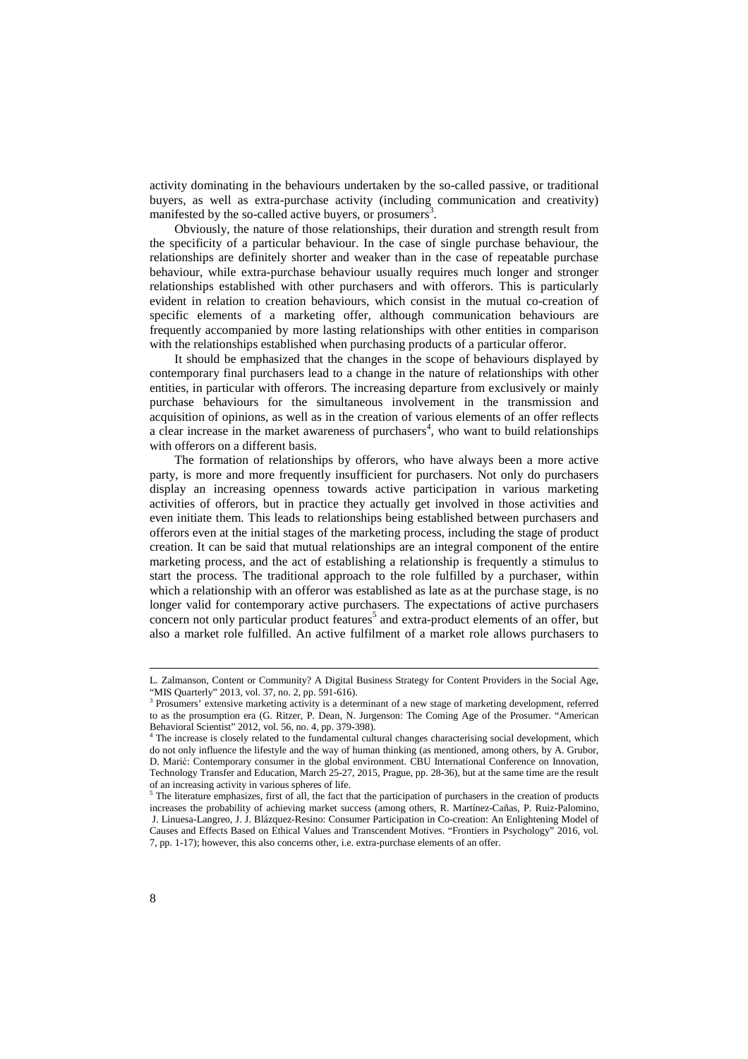activity dominating in the behaviours undertaken by the so-called passive, or traditional buyers, as well as extra-purchase activity (including communication and creativity) manifested by the so-called active buyers, or prosumers[3].

Obviously, the nature of those relationships, their duration and strength result from the specificity of a particular behaviour. In the case of single purchase behaviour, the relationships are definitely shorter and weaker than in the case of repeatable purchase behaviour, while extra-purchase behaviour usually requires much longer and stronger relationships established with other purchasers and with offerors. This is particularly evident in relation to creation behaviours, which consist in the mutual co-creation of specific elements of a marketing offer, although communication behaviours are frequently accompanied by more lasting relationships with other entities in comparison with the relationships established when purchasing products of a particular offeror.

It should be emphasized that the changes in the scope of behaviours displayed by contemporary final purchasers lead to a change in the nature of relationships with other entities, in particular with offerors. The increasing departure from exclusively or mainly purchase behaviours for the simultaneous involvement in the transmission and acquisition of opinions, as well as in the creation of various elements of an offer reflects a clear increase in the market awareness of purchasers[4], who want to build relationships with offerors on a different basis.

The formation of relationships by offerors, who have always been a more active party, is more and more frequently insufficient for purchasers. Not only do purchasers display an increasing openness towards active participation in various marketing activities of offerors, but in practice they actually get involved in those activities and even initiate them. This leads to relationships being established between purchasers and offerors even at the initial stages of the marketing process, including the stage of product creation. It can be said that mutual relationships are an integral component of the entire marketing process, and the act of establishing a relationship is frequently a stimulus to start the process. The traditional approach to the role fulfilled by a purchaser, within which a relationship with an offeror was established as late as at the purchase stage, is no longer valid for contemporary active purchasers. The expectations of active purchasers concern not only particular product features[5] and extra-product elements of an offer, but also a market role fulfilled. An active fulfilment of a market role allows purchasers to

---

L. Zalmanson, Content or Community? A Digital Business Strategy for Content Providers in the Social Age, "MIS Quarterly" 2013, vol. 37, no. 2, pp. 591-616).

[3] Prosumers' extensive marketing activity is a determinant of a new stage of marketing development, referred to as the prosumption era (G. Ritzer, P. Dean, N. Jurgenson: The Coming Age of the Prosumer. "American Behavioral Scientist" 2012, vol. 56, no. 4, pp. 379-398).

[4] The increase is closely related to the fundamental cultural changes characterising social development, which do not only influence the lifestyle and the way of human thinking (as mentioned, among others, by A. Grubor, D. Marić: Contemporary consumer in the global environment. CBU International Conference on Innovation, Technology Transfer and Education, March 25-27, 2015, Prague, pp. 28-36), but at the same time are the result of an increasing activity in various spheres of life.

[5] The literature emphasizes, first of all, the fact that the participation of purchasers in the creation of products increases the probability of achieving market success (among others, R. Martínez-Cañas, P. Ruiz-Palomino, J. Linuesa-Langreo, J. J. Blázquez-Resino: Consumer Participation in Co-creation: An Enlightening Model of Causes and Effects Based on Ethical Values and Transcendent Motives. "Frontiers in Psychology" 2016, vol. 7, pp. 1-17); however, this also concerns other, i.e. extra-purchase elements of an offer.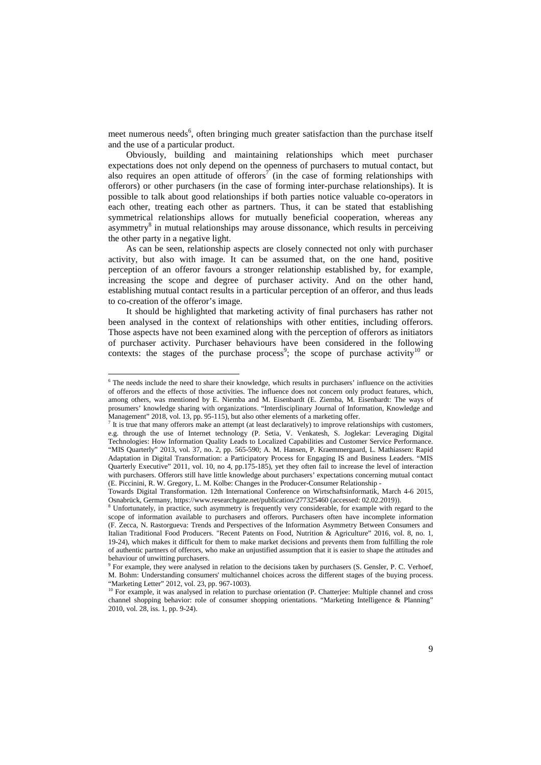meet numerous needs[6], often bringing much greater satisfaction than the purchase itself and the use of a particular product.

Obviously, building and maintaining relationships which meet purchaser expectations does not only depend on the openness of purchasers to mutual contact, but also requires an open attitude of offerors[7] (in the case of forming relationships with offerors) or other purchasers (in the case of forming inter-purchase relationships). It is possible to talk about good relationships if both parties notice valuable co-operators in each other, treating each other as partners. Thus, it can be stated that establishing symmetrical relationships allows for mutually beneficial cooperation, whereas any asymmetry[8] in mutual relationships may arouse dissonance, which results in perceiving the other party in a negative light.

As can be seen, relationship aspects are closely connected not only with purchaser activity, but also with image. It can be assumed that, on the one hand, positive perception of an offeror favours a stronger relationship established by, for example, increasing the scope and degree of purchaser activity. And on the other hand, establishing mutual contact results in a particular perception of an offeror, and thus leads to co-creation of the offeror's image.

It should be highlighted that marketing activity of final purchasers has rather not been analysed in the context of relationships with other entities, including offerors. Those aspects have not been examined along with the perception of offerors as initiators of purchaser activity. Purchaser behaviours have been considered in the following contexts: the stages of the purchase process[9]; the scope of purchase activity[10] or

---

[6] The needs include the need to share their knowledge, which results in purchasers' influence on the activities of offerors and the effects of those activities. The influence does not concern only product features, which, among others, was mentioned by E. Niemba and M. Eisenbardt (E. Ziemba, M. Eisenbardt: The ways of prosumers' knowledge sharing with organizations. "Interdisciplinary Journal of Information, Knowledge and Management" 2018, vol. 13, pp. 95-115), but also other elements of a marketing offer.

[7] It is true that many offerors make an attempt (at least declaratively) to improve relationships with customers, e.g. through the use of Internet technology (P. Setia, V. Venkatesh, S. Joglekar: Leveraging Digital Technologies: How Information Quality Leads to Localized Capabilities and Customer Service Performance. "MIS Quarterly" 2013, vol. 37, no. 2, pp. 565-590; A. M. Hansen, P. Kraemmergaard, L. Mathiassen: Rapid Adaptation in Digital Transformation: a Participatory Process for Engaging IS and Business Leaders. "MIS Quarterly Executive" 2011, vol. 10, no 4, pp.175-185), yet they often fail to increase the level of interaction with purchasers. Offerors still have little knowledge about purchasers' expectations concerning mutual contact (E. Piccinini, R. W. Gregory, L. M. Kolbe: Changes in the Producer-Consumer Relationship - Towards Digital Transformation. 12th International Conference on Wirtschaftsinformatik, March 4-6 2015, Osnabrück, Germany, https://www.researchgate.net/publication/277325460 (accessed: 02.02.2019)).

[8] Unfortunately, in practice, such asymmetry is frequently very considerable, for example with regard to the scope of information available to purchasers and offerors. Purchasers often have incomplete information (F. Zecca, N. Rastorgueva: Trends and Perspectives of the Information Asymmetry Between Consumers and Italian Traditional Food Producers. "Recent Patents on Food, Nutrition & Agriculture" 2016, vol. 8, no. 1, 19-24), which makes it difficult for them to make market decisions and prevents them from fulfilling the role of authentic partners of offerors, who make an unjustified assumption that it is easier to shape the attitudes and behaviour of unwitting purchasers.

[9] For example, they were analysed in relation to the decisions taken by purchasers (S. Gensler, P. C. Verhoef, M. Bohm: Understanding consumers' multichannel choices across the different stages of the buying process. "Marketing Letter" 2012, vol. 23, pp. 967-1003).

[10] For example, it was analysed in relation to purchase orientation (P. Chatterjee: Multiple channel and cross channel shopping behavior: role of consumer shopping orientations. "Marketing Intelligence & Planning" 2010, vol. 28, iss. 1, pp. 9-24).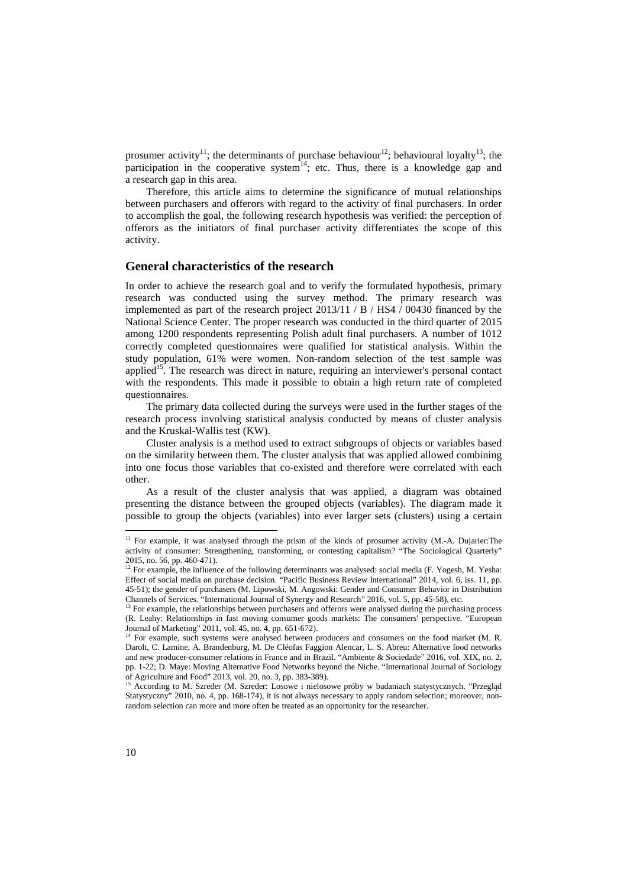prosumer activity[11]; the determinants of purchase behaviour[12]; behavioural loyalty[13]; the participation in the cooperative system[14]; etc. Thus, there is a knowledge gap and a research gap in this area.

Therefore, this article aims to determine the significance of mutual relationships between purchasers and offerors with regard to the activity of final purchasers. In order to accomplish the goal, the following research hypothesis was verified: the perception of offerors as the initiators of final purchaser activity differentiates the scope of this activity.

## General characteristics of the research

In order to achieve the research goal and to verify the formulated hypothesis, primary research was conducted using the survey method. The primary research was implemented as part of the research project 2013/11 / B / HS4 / 00430 financed by the National Science Center. The proper research was conducted in the third quarter of 2015 among 1200 respondents representing Polish adult final purchasers. A number of 1012 correctly completed questionnaires were qualified for statistical analysis. Within the study population, 61% were women. Non-random selection of the test sample was applied[15]. The research was direct in nature, requiring an interviewer's personal contact with the respondents. This made it possible to obtain a high return rate of completed questionnaires.

The primary data collected during the surveys were used in the further stages of the research process involving statistical analysis conducted by means of cluster analysis and the Kruskal-Wallis test (KW).

Cluster analysis is a method used to extract subgroups of objects or variables based on the similarity between them. The cluster analysis that was applied allowed combining into one focus those variables that co-existed and therefore were correlated with each other.

As a result of the cluster analysis that was applied, a diagram was obtained presenting the distance between the grouped objects (variables). The diagram made it possible to group the objects (variables) into ever larger sets (clusters) using a certain

---

[11] For example, it was analysed through the prism of the kinds of prosumer activity (M.-A. Dujarier:The activity of consumer: Strengthening, transforming, or contesting capitalism? "The Sociological Quarterly" 2015, no. 56, pp. 460-471).

[12] For example, the influence of the following determinants was analysed: social media (F. Yogesh, M. Yesha: Effect of social media on purchase decision. "Pacific Business Review International" 2014, vol. 6, iss. 11, pp. 45-51); the gender of purchasers (M. Lipowski, M. Angowski: Gender and Consumer Behavior in Distribution Channels of Services. "International Journal of Synergy and Research" 2016, vol. 5, pp. 45-58), etc.

[13] For example, the relationships between purchasers and offerors were analysed during the purchasing process (R. Leahy: Relationships in fast moving consumer goods markets: The consumers' perspective. "European Journal of Marketing" 2011, vol. 45, no. 4, pp. 651-672).

[14] For example, such systems were analysed between producers and consumers on the food market (M. R. Darolt, C. Lamine, A. Brandenburg, M. De Cléofas Faggion Alencar, L. S. Abreu: Alternative food networks and new producer-consumer relations in France and in Brazil. "Ambiente & Sociedade" 2016, vol. XIX, no. 2, pp. 1-22; D. Maye: Moving Alternative Food Networks beyond the Niche. "International Journal of Sociology of Agriculture and Food" 2013, vol. 20, no. 3, pp. 383-389).

[15] According to M. Szreder (M. Szreder: Losowe i nielosowe próby w badaniach statystycznych. "Przegląd Statystyczny" 2010, no. 4, pp. 168-174), it is not always necessary to apply random selection; moreover, non-random selection can more and more often be treated as an opportunity for the researcher.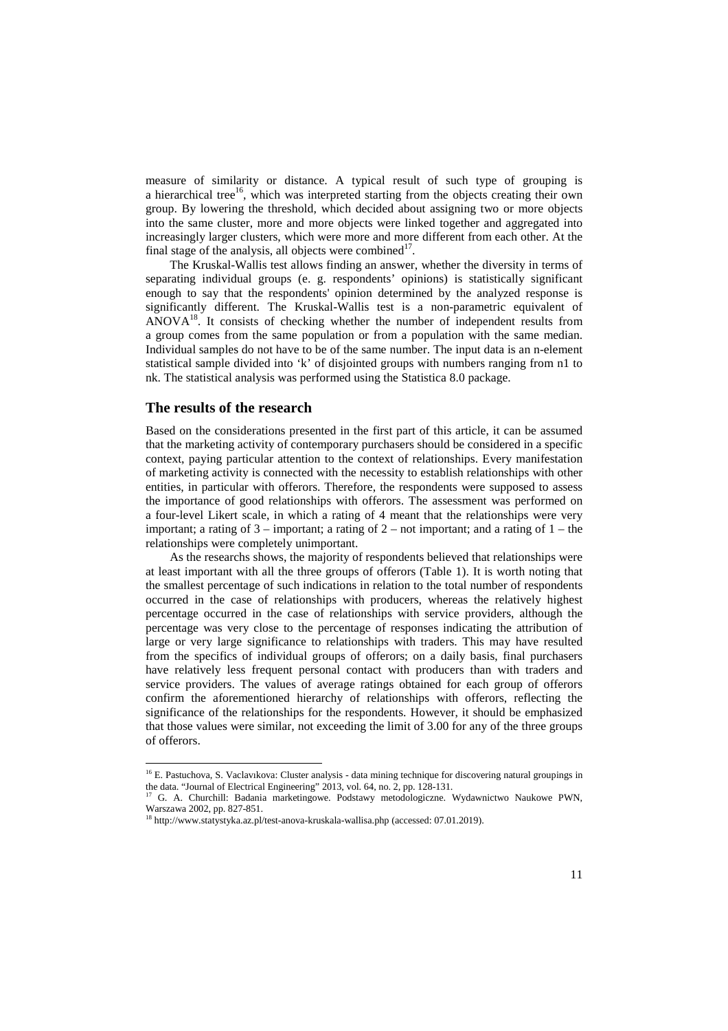measure of similarity or distance. A typical result of such type of grouping is a hierarchical tree[16], which was interpreted starting from the objects creating their own group. By lowering the threshold, which decided about assigning two or more objects into the same cluster, more and more objects were linked together and aggregated into increasingly larger clusters, which were more and more different from each other. At the final stage of the analysis, all objects were combined[17].

The Kruskal-Wallis test allows finding an answer, whether the diversity in terms of separating individual groups (e. g. respondents' opinions) is statistically significant enough to say that the respondents' opinion determined by the analyzed response is significantly different. The Kruskal-Wallis test is a non-parametric equivalent of ANOVA[18]. It consists of checking whether the number of independent results from a group comes from the same population or from a population with the same median. Individual samples do not have to be of the same number. The input data is an n-element statistical sample divided into 'k' of disjointed groups with numbers ranging from n1 to nk. The statistical analysis was performed using the Statistica 8.0 package.

## The results of the research

Based on the considerations presented in the first part of this article, it can be assumed that the marketing activity of contemporary purchasers should be considered in a specific context, paying particular attention to the context of relationships. Every manifestation of marketing activity is connected with the necessity to establish relationships with other entities, in particular with offerors. Therefore, the respondents were supposed to assess the importance of good relationships with offerors. The assessment was performed on a four-level Likert scale, in which a rating of 4 meant that the relationships were very important; a rating of 3 – important; a rating of 2 – not important; and a rating of 1 – the relationships were completely unimportant.

As the researchs shows, the majority of respondents believed that relationships were at least important with all the three groups of offerors (Table 1). It is worth noting that the smallest percentage of such indications in relation to the total number of respondents occurred in the case of relationships with producers, whereas the relatively highest percentage occurred in the case of relationships with service providers, although the percentage was very close to the percentage of responses indicating the attribution of large or very large significance to relationships with traders. This may have resulted from the specifics of individual groups of offerors; on a daily basis, final purchasers have relatively less frequent personal contact with producers than with traders and service providers. The values of average ratings obtained for each group of offerors confirm the aforementioned hierarchy of relationships with offerors, reflecting the significance of the relationships for the respondents. However, it should be emphasized that those values were similar, not exceeding the limit of 3.00 for any of the three groups of offerors.

---

[16] E. Pastuchova, S. Vaclavıkova: Cluster analysis - data mining technique for discovering natural groupings in the data. "Journal of Electrical Engineering" 2013, vol. 64, no. 2, pp. 128-131.

[17] G. A. Churchill: Badania marketingowe. Podstawy metodologiczne. Wydawnictwo Naukowe PWN, Warszawa 2002, pp. 827-851.

[18] http://www.statystyka.az.pl/test-anova-kruskala-wallisa.php (accessed: 07.01.2019).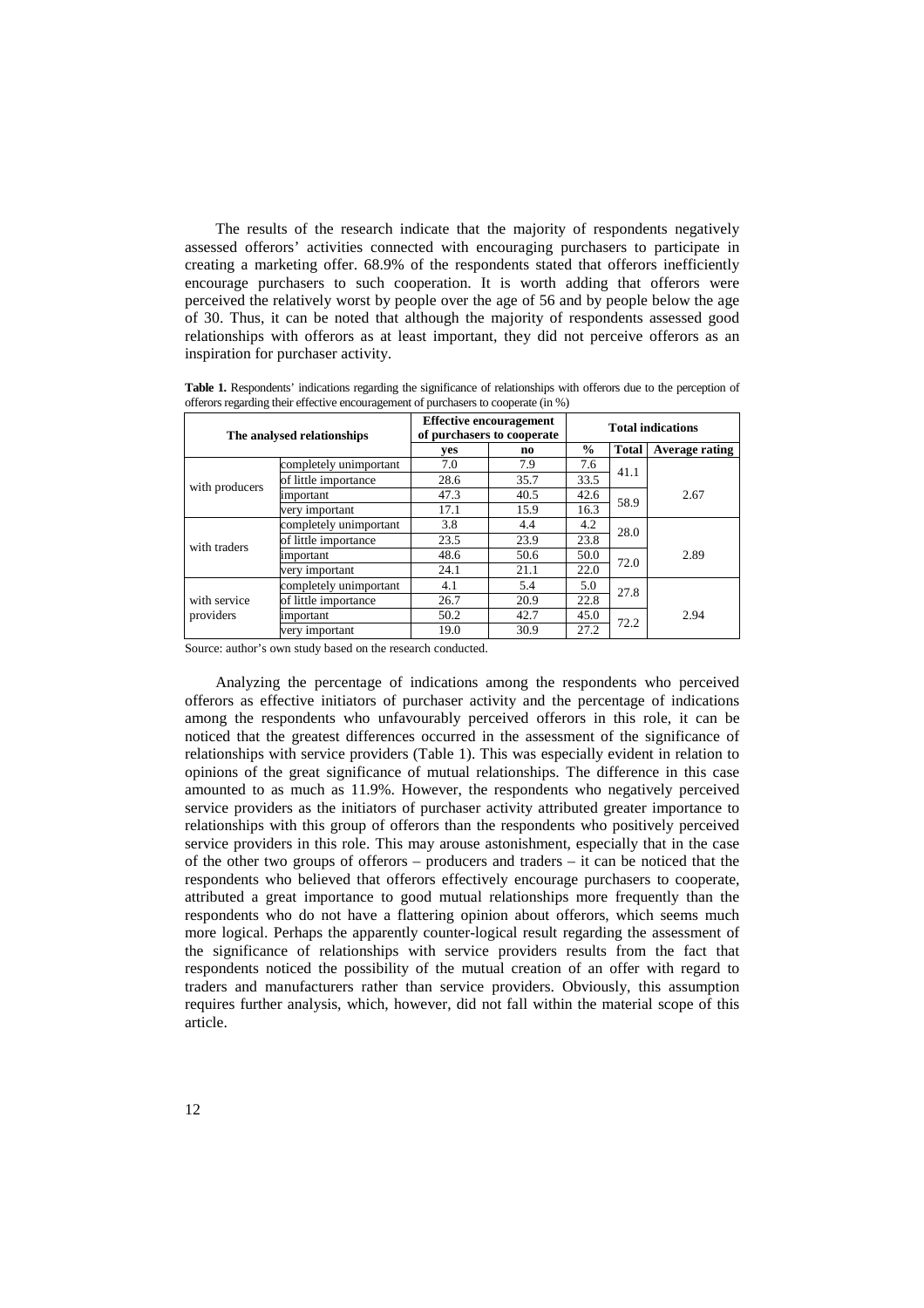The results of the research indicate that the majority of respondents negatively assessed offerors' activities connected with encouraging purchasers to participate in creating a marketing offer. 68.9% of the respondents stated that offerors inefficiently encourage purchasers to such cooperation. It is worth adding that offerors were perceived the relatively worst by people over the age of 56 and by people below the age of 30. Thus, it can be noted that although the majority of respondents assessed good relationships with offerors as at least important, they did not perceive offerors as an inspiration for purchaser activity.

**Table 1.** Respondents' indications regarding the significance of relationships with offerors due to the perception of offerors regarding their effective encouragement of purchasers to cooperate (in %)

| The analysed relationships | | Effective encouragement of purchasers to cooperate | | Total indications | | |
|---|---|---|---|---|---|---|
| | | **yes** | **no** | **%** | **Total** | **Average rating** |
| with producers | completely unimportant | 7.0 | 7.9 | 7.6 | 41.1 | 2.67 |
| | of little importance | 28.6 | 35.7 | 33.5 | | |
| | important | 47.3 | 40.5 | 42.6 | 58.9 | |
| | very important | 17.1 | 15.9 | 16.3 | | |
| with traders | completely unimportant | 3.8 | 4.4 | 4.2 | 28.0 | 2.89 |
| | of little importance | 23.5 | 23.9 | 23.8 | | |
| | important | 48.6 | 50.6 | 50.0 | 72.0 | |
| | very important | 24.1 | 21.1 | 22.0 | | |
| with service providers | completely unimportant | 4.1 | 5.4 | 5.0 | 27.8 | 2.94 |
| | of little importance | 26.7 | 20.9 | 22.8 | | |
| | important | 50.2 | 42.7 | 45.0 | 72.2 | |
| | very important | 19.0 | 30.9 | 27.2 | | |

Source: author's own study based on the research conducted.

Analyzing the percentage of indications among the respondents who perceived offerors as effective initiators of purchaser activity and the percentage of indications among the respondents who unfavourably perceived offerors in this role, it can be noticed that the greatest differences occurred in the assessment of the significance of relationships with service providers (Table 1). This was especially evident in relation to opinions of the great significance of mutual relationships. The difference in this case amounted to as much as 11.9%. However, the respondents who negatively perceived service providers as the initiators of purchaser activity attributed greater importance to relationships with this group of offerors than the respondents who positively perceived service providers in this role. This may arouse astonishment, especially that in the case of the other two groups of offerors – producers and traders – it can be noticed that the respondents who believed that offerors effectively encourage purchasers to cooperate, attributed a great importance to good mutual relationships more frequently than the respondents who do not have a flattering opinion about offerors, which seems much more logical. Perhaps the apparently counter-logical result regarding the assessment of the significance of relationships with service providers results from the fact that respondents noticed the possibility of the mutual creation of an offer with regard to traders and manufacturers rather than service providers. Obviously, this assumption requires further analysis, which, however, did not fall within the material scope of this article.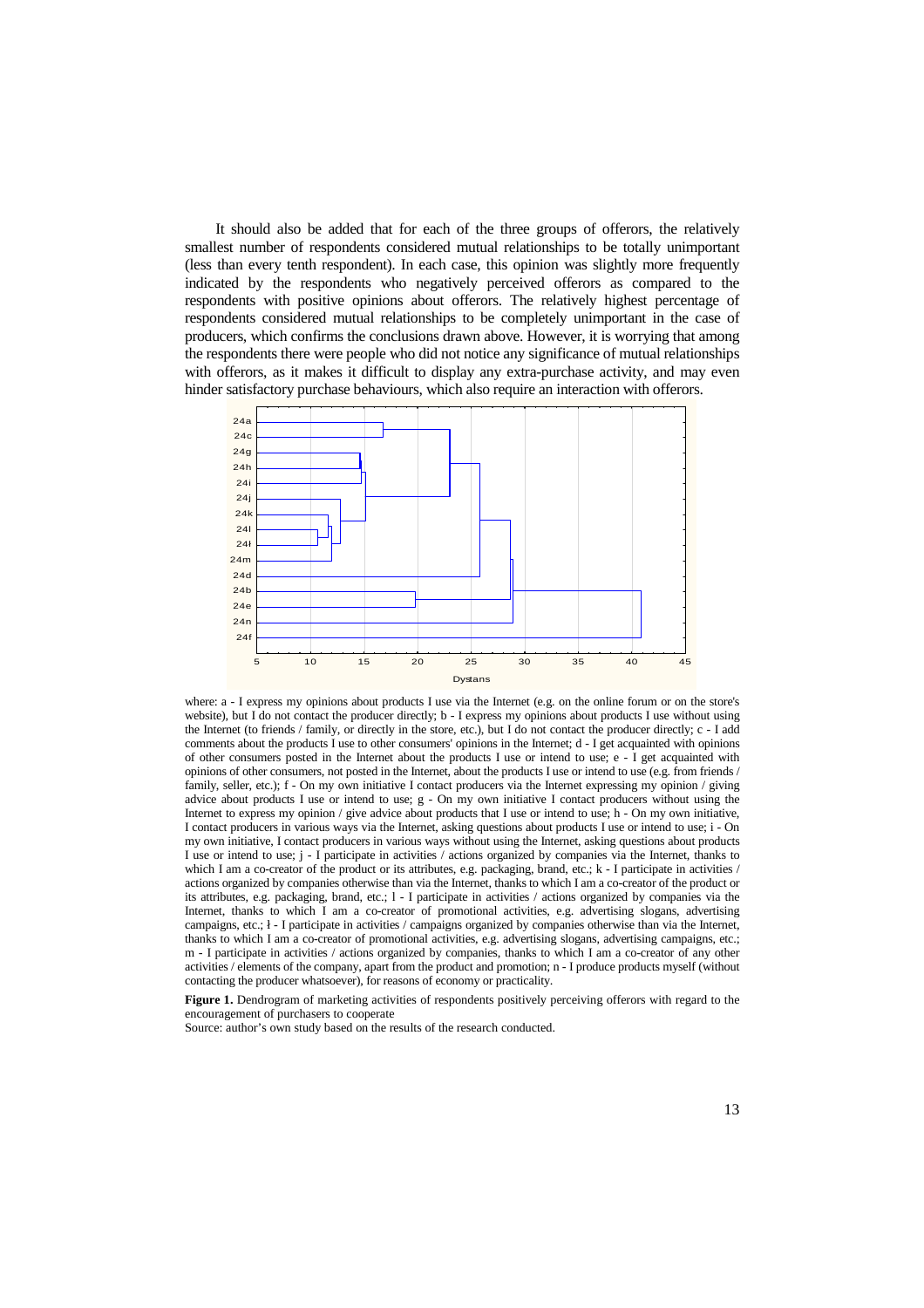It should also be added that for each of the three groups of offerors, the relatively smallest number of respondents considered mutual relationships to be totally unimportant (less than every tenth respondent). In each case, this opinion was slightly more frequently indicated by the respondents who negatively perceived offerors as compared to the respondents with positive opinions about offerors. The relatively highest percentage of respondents considered mutual relationships to be completely unimportant in the case of producers, which confirms the conclusions drawn above. However, it is worrying that among the respondents there were people who did not notice any significance of mutual relationships with offerors, as it makes it difficult to display any extra-purchase activity, and may even hinder satisfactory purchase behaviours, which also require an interaction with offerors.

where: a - I express my opinions about products I use via the Internet (e.g. on the online forum or on the store's website), but I do not contact the producer directly; b - I express my opinions about products I use without using the Internet (to friends / family, or directly in the store, etc.), but I do not contact the producer directly; c - I add comments about the products I use to other consumers' opinions in the Internet; d - I get acquainted with opinions of other consumers posted in the Internet about the products I use or intend to use; e - I get acquainted with opinions of other consumers, not posted in the Internet, about the products I use or intend to use (e.g. from friends / family, seller, etc.); f - On my own initiative I contact producers via the Internet expressing my opinion / giving advice about products I use or intend to use; g - On my own initiative I contact producers without using the Internet to express my opinion / give advice about products that I use or intend to use; h - On my own initiative, I contact producers in various ways via the Internet, asking questions about products I use or intend to use; i - On my own initiative, I contact producers in various ways without using the Internet, asking questions about products I use or intend to use; j - I participate in activities / actions organized by companies via the Internet, thanks to which I am a co-creator of the product or its attributes, e.g. packaging, brand, etc.; k - I participate in activities / actions organized by companies otherwise than via the Internet, thanks to which I am a co-creator of the product or its attributes, e.g. packaging, brand, etc.; l - I participate in activities / actions organized by companies via the Internet, thanks to which I am a co-creator of promotional activities, e.g. advertising slogans, advertising campaigns, etc.; ł - I participate in activities / campaigns organized by companies otherwise than via the Internet, thanks to which I am a co-creator of promotional activities, e.g. advertising slogans, advertising campaigns, etc.; m - I participate in activities / actions organized by companies, thanks to which I am a co-creator of any other activities / elements of the company, apart from the product and promotion; n - I produce products myself (without contacting the producer whatsoever), for reasons of economy or practicality.

**Figure 1.** Dendrogram of marketing activities of respondents positively perceiving offerors with regard to the encouragement of purchasers to cooperate

Source: author's own study based on the results of the research conducted.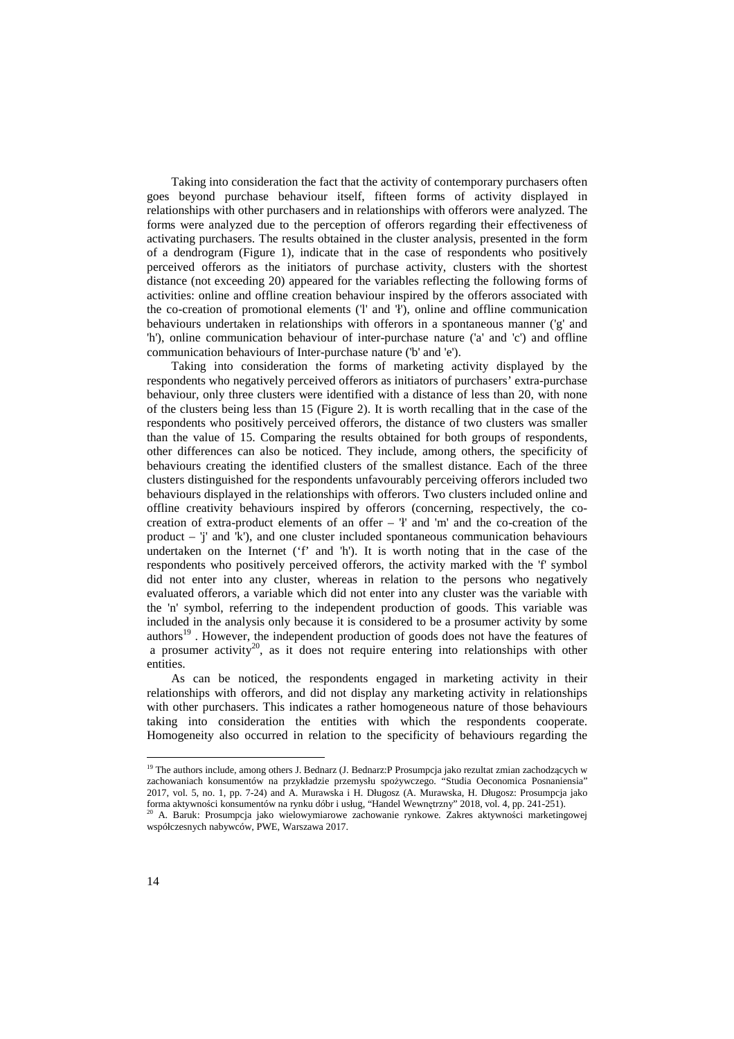Taking into consideration the fact that the activity of contemporary purchasers often goes beyond purchase behaviour itself, fifteen forms of activity displayed in relationships with other purchasers and in relationships with offerors were analyzed. The forms were analyzed due to the perception of offerors regarding their effectiveness of activating purchasers. The results obtained in the cluster analysis, presented in the form of a dendrogram (Figure 1), indicate that in the case of respondents who positively perceived offerors as the initiators of purchase activity, clusters with the shortest distance (not exceeding 20) appeared for the variables reflecting the following forms of activities: online and offline creation behaviour inspired by the offerors associated with the co-creation of promotional elements ('l' and 'ł'), online and offline communication behaviours undertaken in relationships with offerors in a spontaneous manner ('g' and 'h'), online communication behaviour of inter-purchase nature ('a' and 'c') and offline communication behaviours of Inter-purchase nature ('b' and 'e').

Taking into consideration the forms of marketing activity displayed by the respondents who negatively perceived offerors as initiators of purchasers' extra-purchase behaviour, only three clusters were identified with a distance of less than 20, with none of the clusters being less than 15 (Figure 2). It is worth recalling that in the case of the respondents who positively perceived offerors, the distance of two clusters was smaller than the value of 15. Comparing the results obtained for both groups of respondents, other differences can also be noticed. They include, among others, the specificity of behaviours creating the identified clusters of the smallest distance. Each of the three clusters distinguished for the respondents unfavourably perceiving offerors included two behaviours displayed in the relationships with offerors. Two clusters included online and offline creativity behaviours inspired by offerors (concerning, respectively, the co-creation of extra-product elements of an offer – 'ł' and 'm' and the co-creation of the product – 'j' and 'k'), and one cluster included spontaneous communication behaviours undertaken on the Internet ('f' and 'h'). It is worth noting that in the case of the respondents who positively perceived offerors, the activity marked with the 'f' symbol did not enter into any cluster, whereas in relation to the persons who negatively evaluated offerors, a variable which did not enter into any cluster was the variable with the 'n' symbol, referring to the independent production of goods. This variable was included in the analysis only because it is considered to be a prosumer activity by some authors[19]. However, the independent production of goods does not have the features of a prosumer activity[20], as it does not require entering into relationships with other entities.

As can be noticed, the respondents engaged in marketing activity in their relationships with offerors, and did not display any marketing activity in relationships with other purchasers. This indicates a rather homogeneous nature of those behaviours taking into consideration the entities with which the respondents cooperate. Homogeneity also occurred in relation to the specificity of behaviours regarding the

---

[19] The authors include, among others J. Bednarz (J. Bednarz:P Prosumpcja jako rezultat zmian zachodzących w zachowaniach konsumentów na przykładzie przemysłu spożywczego. "Studia Oeconomica Posnaniensia" 2017, vol. 5, no. 1, pp. 7-24) and A. Murawska i H. Długosz (A. Murawska, H. Długosz: Prosumpcja jako forma aktywności konsumentów na rynku dóbr i usług, "Handel Wewnętrzny" 2018, vol. 4, pp. 241-251).

[20] A. Baruk: Prosumpcja jako wielowymiarowe zachowanie rynkowe. Zakres aktywności marketingowej współczesnych nabywców, PWE, Warszawa 2017.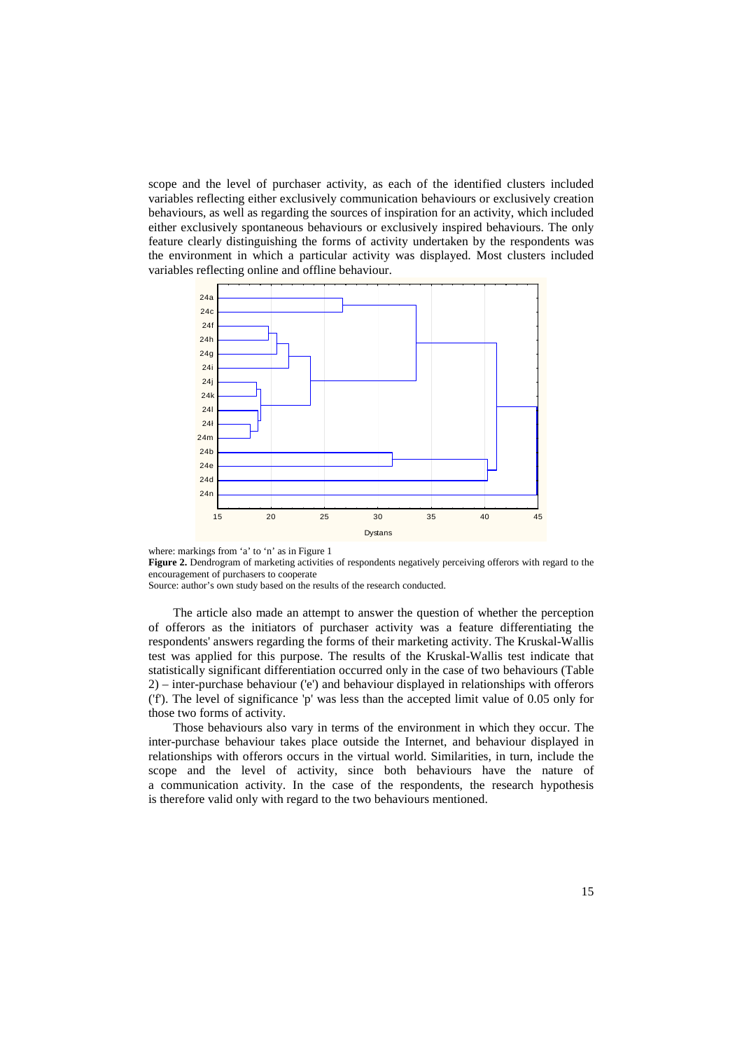scope and the level of purchaser activity, as each of the identified clusters included variables reflecting either exclusively communication behaviours or exclusively creation behaviours, as well as regarding the sources of inspiration for an activity, which included either exclusively spontaneous behaviours or exclusively inspired behaviours. The only feature clearly distinguishing the forms of activity undertaken by the respondents was the environment in which a particular activity was displayed. Most clusters included variables reflecting online and offline behaviour.

where: markings from 'a' to 'n' as in Figure 1

**Figure 2.** Dendrogram of marketing activities of respondents negatively perceiving offerors with regard to the encouragement of purchasers to cooperate

Source: author's own study based on the results of the research conducted.

The article also made an attempt to answer the question of whether the perception of offerors as the initiators of purchaser activity was a feature differentiating the respondents' answers regarding the forms of their marketing activity. The Kruskal-Wallis test was applied for this purpose. The results of the Kruskal-Wallis test indicate that statistically significant differentiation occurred only in the case of two behaviours (Table 2) – inter-purchase behaviour ('e') and behaviour displayed in relationships with offerors ('f'). The level of significance 'p' was less than the accepted limit value of 0.05 only for those two forms of activity.

Those behaviours also vary in terms of the environment in which they occur. The inter-purchase behaviour takes place outside the Internet, and behaviour displayed in relationships with offerors occurs in the virtual world. Similarities, in turn, include the scope and the level of activity, since both behaviours have the nature of a communication activity. In the case of the respondents, the research hypothesis is therefore valid only with regard to the two behaviours mentioned.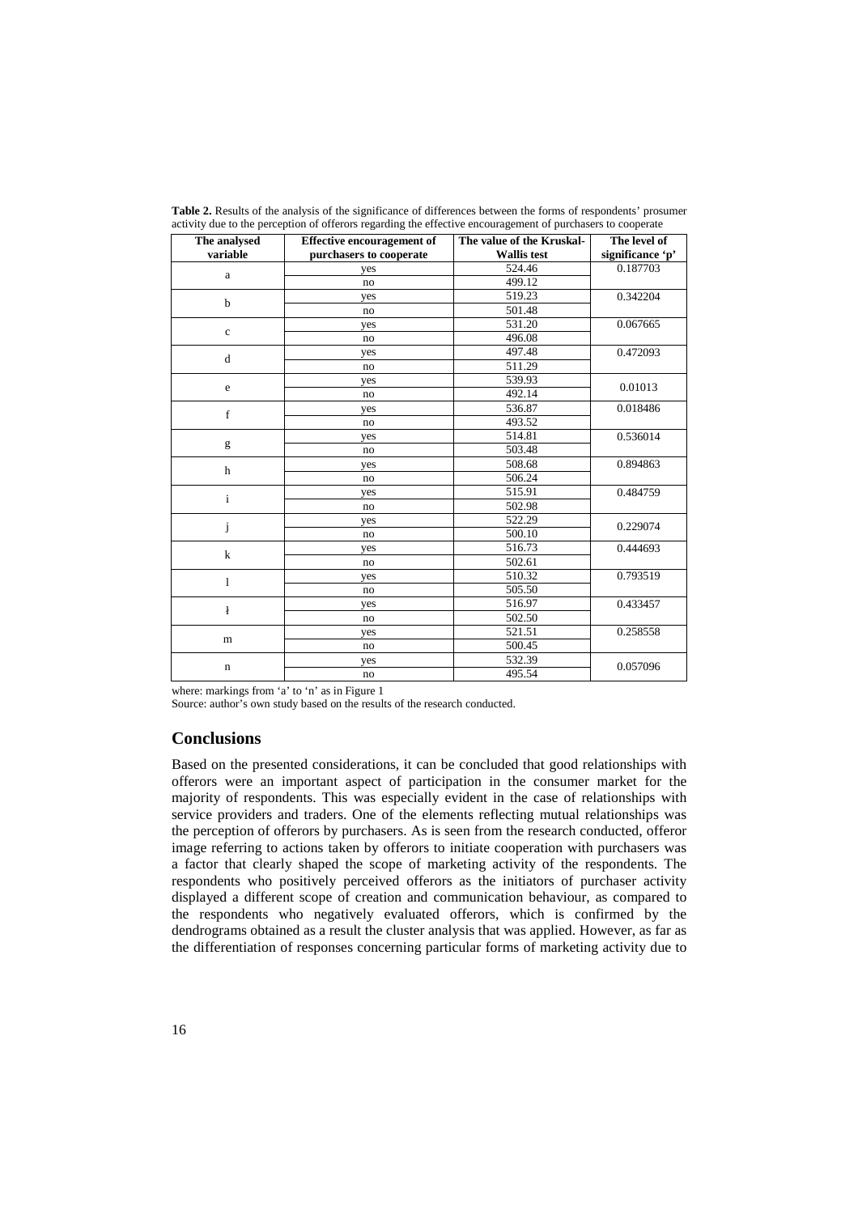**Table 2.** Results of the analysis of the significance of differences between the forms of respondents' prosumer activity due to the perception of offerors regarding the effective encouragement of purchasers to cooperate

| The analysed variable | Effective encouragement of purchasers to cooperate | The value of the Kruskal-Wallis test | The level of significance 'p' |
|---|---|---|---|
| a | yes | 524.46 | 0.187703 |
| | no | 499.12 | |
| b | yes | 519.23 | 0.342204 |
| | no | 501.48 | |
| c | yes | 531.20 | 0.067665 |
| | no | 496.08 | |
| d | yes | 497.48 | 0.472093 |
| | no | 511.29 | |
| e | yes | 539.93 | 0.01013 |
| | no | 492.14 | |
| f | yes | 536.87 | 0.018486 |
| | no | 493.52 | |
| g | yes | 514.81 | 0.536014 |
| | no | 503.48 | |
| h | yes | 508.68 | 0.894863 |
| | no | 506.24 | |
| i | yes | 515.91 | 0.484759 |
| | no | 502.98 | |
| j | yes | 522.29 | 0.229074 |
| | no | 500.10 | |
| k | yes | 516.73 | 0.444693 |
| | no | 502.61 | |
| l | yes | 510.32 | 0.793519 |
| | no | 505.50 | |
| ł | yes | 516.97 | 0.433457 |
| | no | 502.50 | |
| m | yes | 521.51 | 0.258558 |
| | no | 500.45 | |
| n | yes | 532.39 | 0.057096 |
| | no | 495.54 | |

where: markings from 'a' to 'n' as in Figure 1

Source: author's own study based on the results of the research conducted.

## Conclusions

Based on the presented considerations, it can be concluded that good relationships with offerors were an important aspect of participation in the consumer market for the majority of respondents. This was especially evident in the case of relationships with service providers and traders. One of the elements reflecting mutual relationships was the perception of offerors by purchasers. As is seen from the research conducted, offeror image referring to actions taken by offerors to initiate cooperation with purchasers was a factor that clearly shaped the scope of marketing activity of the respondents. The respondents who positively perceived offerors as the initiators of purchaser activity displayed a different scope of creation and communication behaviour, as compared to the respondents who negatively evaluated offerors, which is confirmed by the dendrograms obtained as a result the cluster analysis that was applied. However, as far as the differentiation of responses concerning particular forms of marketing activity due to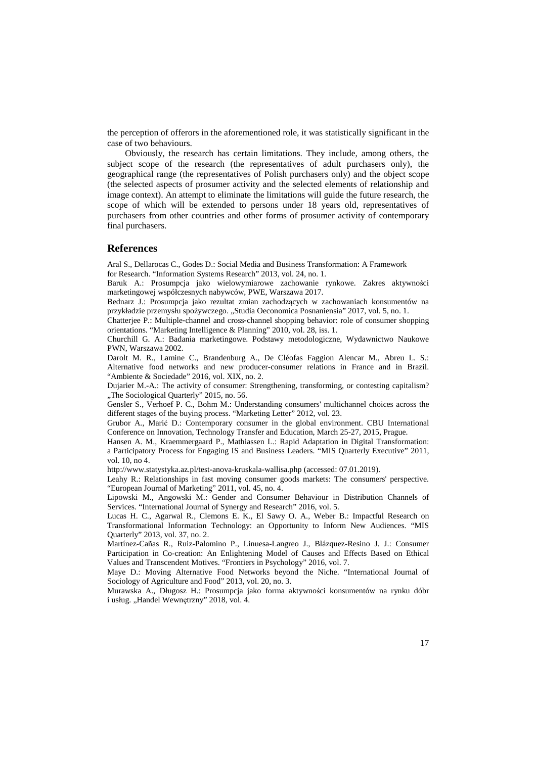the perception of offerors in the aforementioned role, it was statistically significant in the case of two behaviours.

Obviously, the research has certain limitations. They include, among others, the subject scope of the research (the representatives of adult purchasers only), the geographical range (the representatives of Polish purchasers only) and the object scope (the selected aspects of prosumer activity and the selected elements of relationship and image context). An attempt to eliminate the limitations will guide the future research, the scope of which will be extended to persons under 18 years old, representatives of purchasers from other countries and other forms of prosumer activity of contemporary final purchasers.

## References

Aral S., Dellarocas C., Godes D.: Social Media and Business Transformation: A Framework for Research. "Information Systems Research" 2013, vol. 24, no. 1.

Baruk A.: Prosumpcja jako wielowymiarowe zachowanie rynkowe. Zakres aktywności marketingowej współczesnych nabywców, PWE, Warszawa 2017.

Bednarz J.: Prosumpcja jako rezultat zmian zachodzących w zachowaniach konsumentów na przykładzie przemysłu spożywczego. „Studia Oeconomica Posnaniensia" 2017, vol. 5, no. 1.

Chatterjee P.: Multiple-channel and cross-channel shopping behavior: role of consumer shopping orientations. "Marketing Intelligence & Planning" 2010, vol. 28, iss. 1.

Churchill G. A.: Badania marketingowe. Podstawy metodologiczne, Wydawnictwo Naukowe PWN, Warszawa 2002.

Darolt M. R., Lamine C., Brandenburg A., De Cléofas Faggion Alencar M., Abreu L. S.: Alternative food networks and new producer-consumer relations in France and in Brazil. "Ambiente & Sociedade" 2016, vol. XIX, no. 2.

Dujarier M.-A.: The activity of consumer: Strengthening, transforming, or contesting capitalism? „The Sociological Quarterly" 2015, no. 56.

Gensler S., Verhoef P. C., Bohm M.: Understanding consumers' multichannel choices across the different stages of the buying process. "Marketing Letter" 2012, vol. 23.

Grubor A., Marić D.: Contemporary consumer in the global environment. CBU International Conference on Innovation, Technology Transfer and Education, March 25-27, 2015, Prague.

Hansen A. M., Kraemmergaard P., Mathiassen L.: Rapid Adaptation in Digital Transformation: a Participatory Process for Engaging IS and Business Leaders. "MIS Quarterly Executive" 2011, vol. 10, no 4.

http://www.statystyka.az.pl/test-anova-kruskala-wallisa.php (accessed: 07.01.2019).

Leahy R.: Relationships in fast moving consumer goods markets: The consumers' perspective. "European Journal of Marketing" 2011, vol. 45, no. 4.

Lipowski M., Angowski M.: Gender and Consumer Behaviour in Distribution Channels of Services. "International Journal of Synergy and Research" 2016, vol. 5.

Lucas H. C., Agarwal R., Clemons E. K., El Sawy O. A., Weber B.: Impactful Research on Transformational Information Technology: an Opportunity to Inform New Audiences. "MIS Quarterly" 2013, vol. 37, no. 2.

Martínez-Cañas R., Ruiz-Palomino P., Linuesa-Langreo J., Blázquez-Resino J. J.: Consumer Participation in Co-creation: An Enlightening Model of Causes and Effects Based on Ethical Values and Transcendent Motives. "Frontiers in Psychology" 2016, vol. 7.

Maye D.: Moving Alternative Food Networks beyond the Niche. "International Journal of Sociology of Agriculture and Food" 2013, vol. 20, no. 3.

Murawska A., Długosz H.: Prosumpcja jako forma aktywności konsumentów na rynku dóbr i usług. „Handel Wewnętrzny" 2018, vol. 4.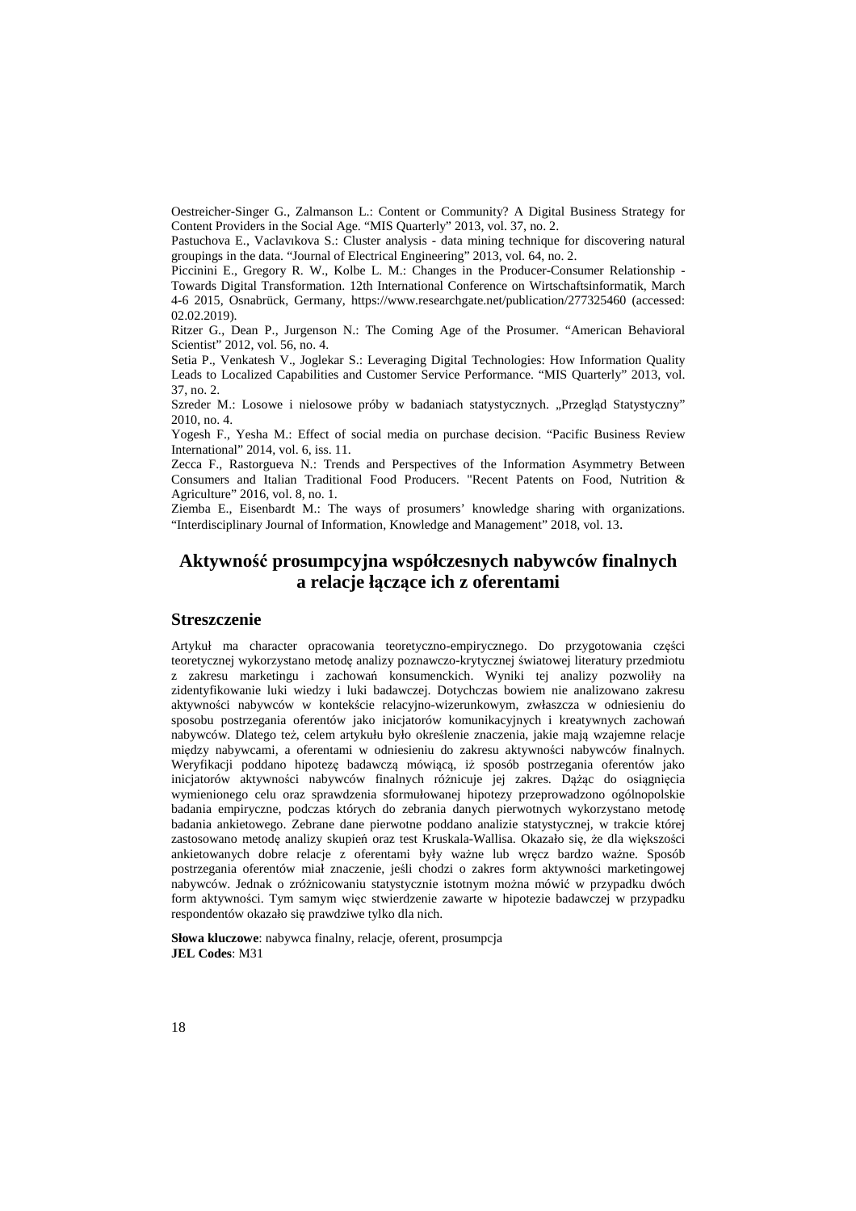Oestreicher-Singer G., Zalmanson L.: Content or Community? A Digital Business Strategy for Content Providers in the Social Age. "MIS Quarterly" 2013, vol. 37, no. 2.

Pastuchova E., Vaclavıkova S.: Cluster analysis - data mining technique for discovering natural groupings in the data. "Journal of Electrical Engineering" 2013, vol. 64, no. 2.

Piccinini E., Gregory R. W., Kolbe L. M.: Changes in the Producer-Consumer Relationship - Towards Digital Transformation. 12th International Conference on Wirtschaftsinformatik, March 4-6 2015, Osnabrück, Germany, https://www.researchgate.net/publication/277325460 (accessed: 02.02.2019).

Ritzer G., Dean P., Jurgenson N.: The Coming Age of the Prosumer. "American Behavioral Scientist" 2012, vol. 56, no. 4.

Setia P., Venkatesh V., Joglekar S.: Leveraging Digital Technologies: How Information Quality Leads to Localized Capabilities and Customer Service Performance. "MIS Quarterly" 2013, vol. 37, no. 2.

Szreder M.: Losowe i nielosowe próby w badaniach statystycznych. „Przegląd Statystyczny" 2010, no. 4.

Yogesh F., Yesha M.: Effect of social media on purchase decision. "Pacific Business Review International" 2014, vol. 6, iss. 11.

Zecca F., Rastorgueva N.: Trends and Perspectives of the Information Asymmetry Between Consumers and Italian Traditional Food Producers. "Recent Patents on Food, Nutrition & Agriculture" 2016, vol. 8, no. 1.

Ziemba E., Eisenbardt M.: The ways of prosumers' knowledge sharing with organizations. "Interdisciplinary Journal of Information, Knowledge and Management" 2018, vol. 13.

# Aktywność prosumpcyjna współczesnych nabywców finalnych a relacje łączące ich z oferentami

## Streszczenie

Artykuł ma character opracowania teoretyczno-empirycznego. Do przygotowania części teoretycznej wykorzystano metodę analizy poznawczo-krytycznej światowej literatury przedmiotu z zakresu marketingu i zachowań konsumenckich. Wyniki tej analizy pozwoliły na zidentyfikowanie luki wiedzy i luki badawczej. Dotychczas bowiem nie analizowano zakresu aktywności nabywców w kontekście relacyjno-wizerunkowym, zwłaszcza w odniesieniu do sposobu postrzegania oferentów jako inicjatorów komunikacyjnych i kreatywnych zachowań nabywców. Dlatego też, celem artykułu było określenie znaczenia, jakie mają wzajemne relacje między nabywcami, a oferentami w odniesieniu do zakresu aktywności nabywców finalnych. Weryfikacji poddano hipotezę badawczą mówiącą, iż sposób postrzegania oferentów jako inicjatorów aktywności nabywców finalnych różnicuje jej zakres. Dążąc do osiągnięcia wymienionego celu oraz sprawdzenia sformułowanej hipotezy przeprowadzono ogólnopolskie badania empiryczne, podczas których do zebrania danych pierwotnych wykorzystano metodę badania ankietowego. Zebrane dane pierwotne poddano analizie statystycznej, w trakcie której zastosowano metodę analizy skupień oraz test Kruskala-Wallisa. Okazało się, że dla większości ankietowanych dobre relacje z oferentami były ważne lub wręcz bardzo ważne. Sposób postrzegania oferentów miał znaczenie, jeśli chodzi o zakres form aktywności marketingowej nabywców. Jednak o zróżnicowaniu statystycznie istotnym można mówić w przypadku dwóch form aktywności. Tym samym więc stwierdzenie zawarte w hipotezie badawczej w przypadku respondentów okazało się prawdziwe tylko dla nich.

**Słowa kluczowe**: nabywca finalny, relacje, oferent, prosumpcja
**JEL Codes**: M31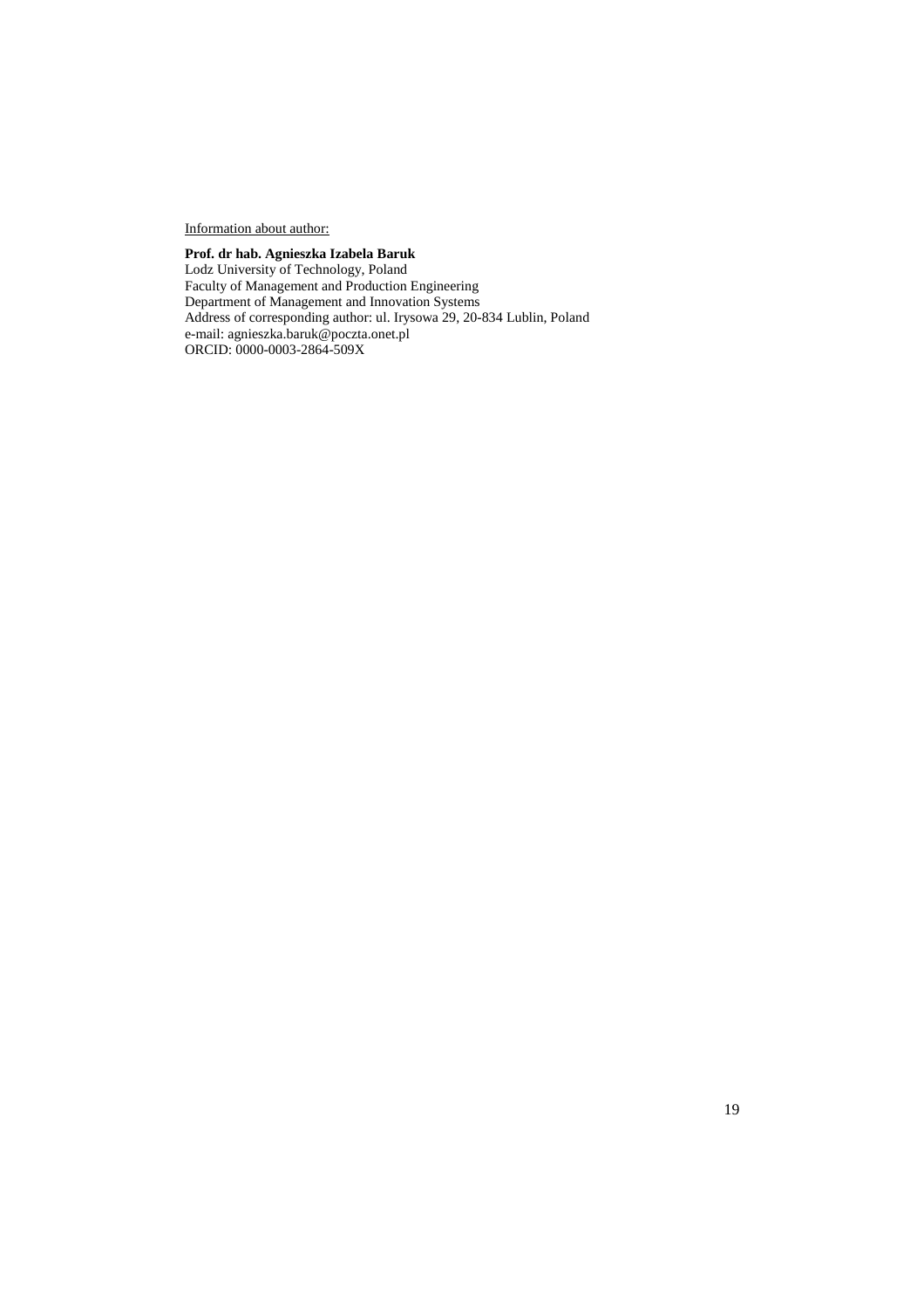Information about author:

**Prof. dr hab. Agnieszka Izabela Baruk**
Lodz University of Technology, Poland
Faculty of Management and Production Engineering
Department of Management and Innovation Systems
Address of corresponding author: ul. Irysowa 29, 20-834 Lublin, Poland
e-mail: agnieszka.baruk@poczta.onet.pl
ORCID: 0000-0003-2864-509X